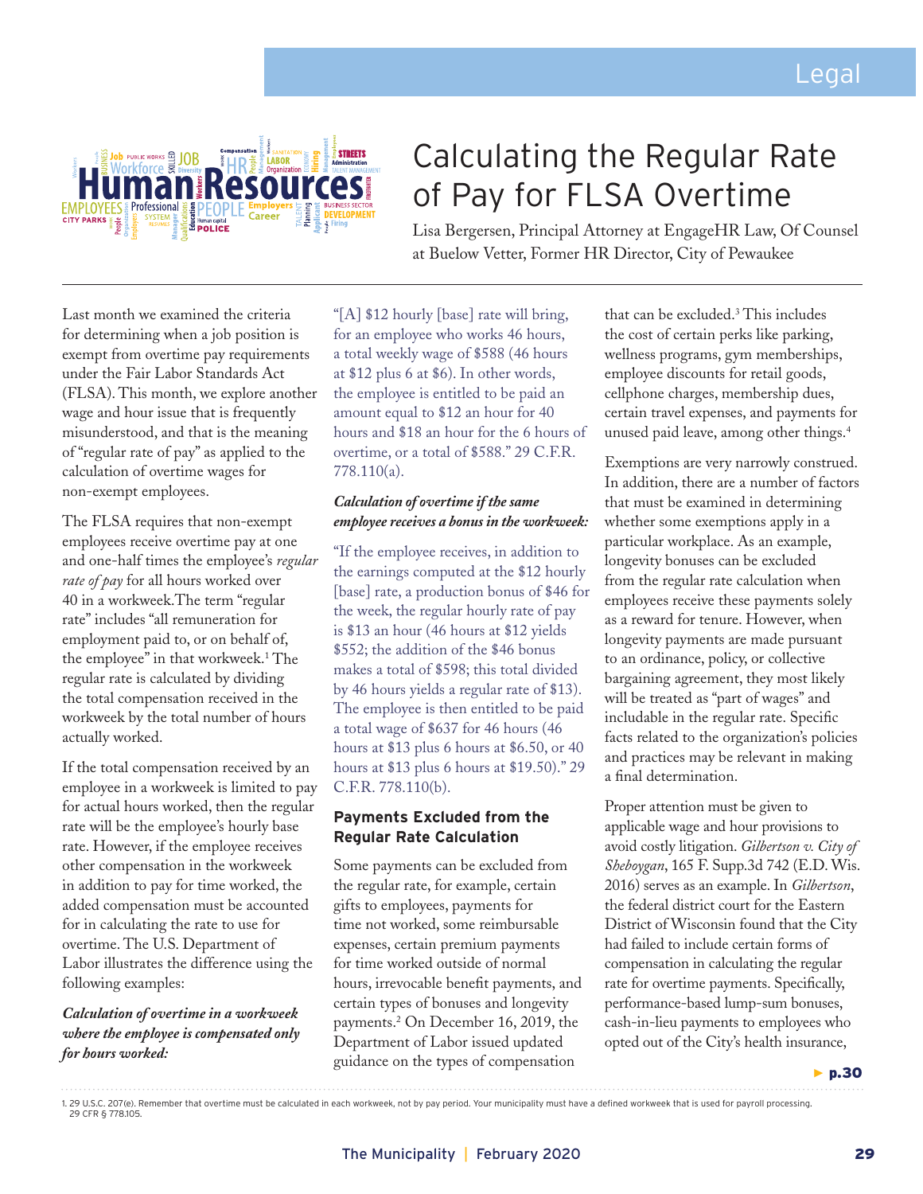# Calculating the Regular Rate of Pay for FLSA Overtime

Lisa Bergersen, Principal Attorney at EngageHR Law, Of Counsel at Buelow Vetter, Former HR Director, City of Pewaukee

Last month we examined the criteria for determining when a job position is exempt from overtime pay requirements under the Fair Labor Standards Act (FLSA). This month, we explore another wage and hour issue that is frequently misunderstood, and that is the meaning of "regular rate of pay" as applied to the calculation of overtime wages for non-exempt employees.

The FLSA requires that non-exempt employees receive overtime pay at one and one-half times the employee's *regular rate of pay* for all hours worked over 40 in a workweek.The term "regular rate" includes "all remuneration for employment paid to, or on behalf of, the employee" in that workweek.[1] The regular rate is calculated by dividing the total compensation received in the workweek by the total number of hours actually worked.

If the total compensation received by an employee in a workweek is limited to pay for actual hours worked, then the regular rate will be the employee's hourly base rate. However, if the employee receives other compensation in the workweek in addition to pay for time worked, the added compensation must be accounted for in calculating the rate to use for overtime. The U.S. Department of Labor illustrates the difference using the following examples:

***Calculation of overtime in a workweek where the employee is compensated only for hours worked:***

"[A] $12 hourly [base] rate will bring, for an employee who works 46 hours, a total weekly wage of $588 (46 hours at $12 plus 6 at $6). In other words, the employee is entitled to be paid an amount equal to $12 an hour for 40 hours and $18 an hour for the 6 hours of overtime, or a total of $588." 29 C.F.R. 778.110(a).

***Calculation of overtime if the same employee receives a bonus in the workweek:***

"If the employee receives, in addition to the earnings computed at the $12 hourly [base] rate, a production bonus of $46 for the week, the regular hourly rate of pay is $13 an hour (46 hours at $12 yields $552; the addition of the $46 bonus makes a total of $598; this total divided by 46 hours yields a regular rate of $13). The employee is then entitled to be paid a total wage of $637 for 46 hours (46 hours at $13 plus 6 hours at $6.50, or 40 hours at $13 plus 6 hours at $19.50)." 29 C.F.R. 778.110(b).

## Payments Excluded from the Regular Rate Calculation

Some payments can be excluded from the regular rate, for example, certain gifts to employees, payments for time not worked, some reimbursable expenses, certain premium payments for time worked outside of normal hours, irrevocable benefit payments, and certain types of bonuses and longevity payments.[2] On December 16, 2019, the Department of Labor issued updated guidance on the types of compensation that can be excluded.[3] This includes the cost of certain perks like parking, wellness programs, gym memberships, employee discounts for retail goods, cellphone charges, membership dues, certain travel expenses, and payments for unused paid leave, among other things.[4]

Exemptions are very narrowly construed. In addition, there are a number of factors that must be examined in determining whether some exemptions apply in a particular workplace. As an example, longevity bonuses can be excluded from the regular rate calculation when employees receive these payments solely as a reward for tenure. However, when longevity payments are made pursuant to an ordinance, policy, or collective bargaining agreement, they most likely will be treated as "part of wages" and includable in the regular rate. Specific facts related to the organization's policies and practices may be relevant in making a final determination.

Proper attention must be given to applicable wage and hour provisions to avoid costly litigation. *Gilbertson v. City of Sheboygan*, 165 F. Supp.3d 742 (E.D. Wis. 2016) serves as an example. In *Gilbertson*, the federal district court for the Eastern District of Wisconsin found that the City had failed to include certain forms of compensation in calculating the regular rate for overtime payments. Specifically, performance-based lump-sum bonuses, cash-in-lieu payments to employees who opted out of the City's health insurance,

► p.30

1. 29 U.S.C. 207(e). Remember that overtime must be calculated in each workweek, not by pay period. Your municipality must have a defined workweek that is used for payroll processing. 29 CFR § 778.105.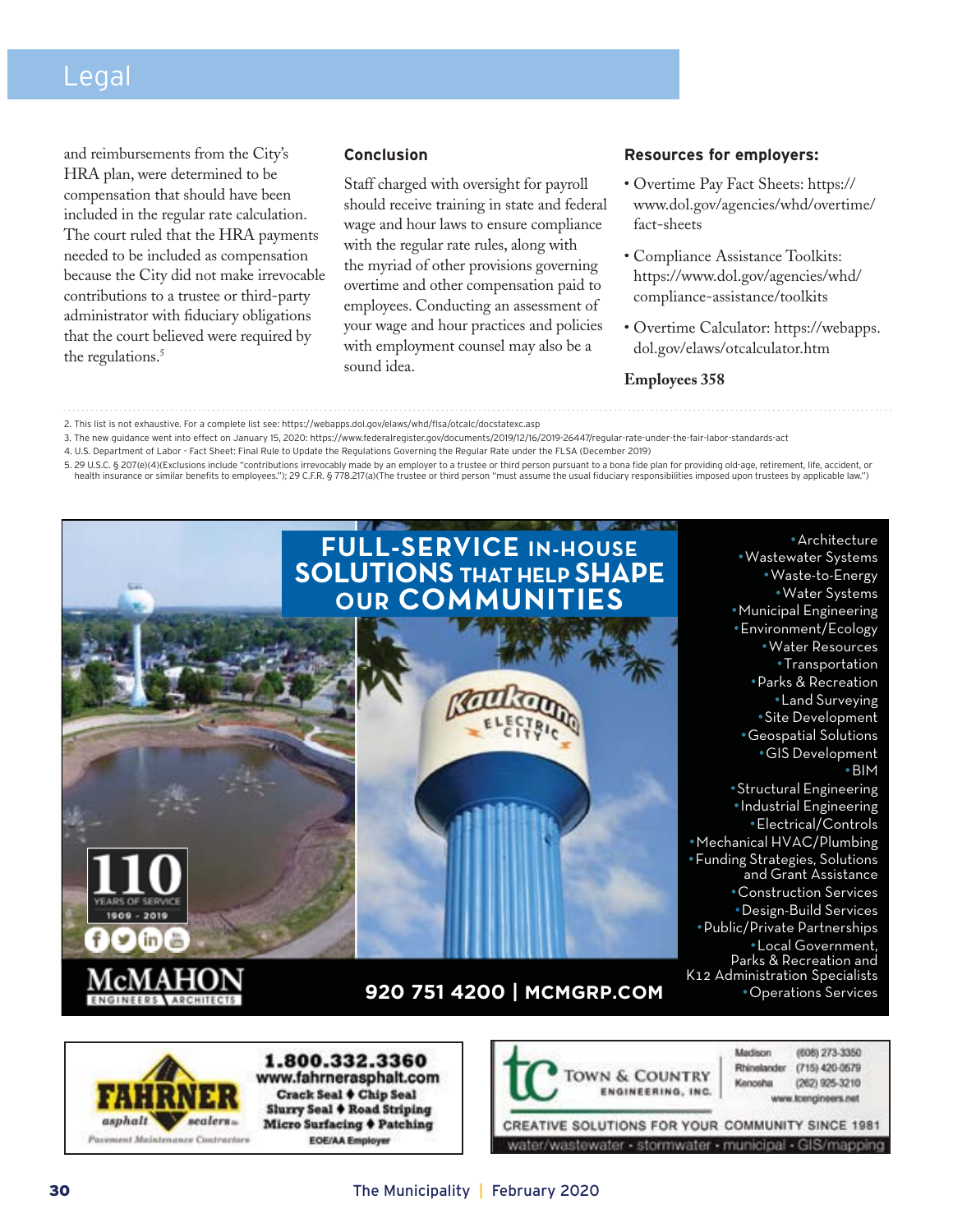and reimbursements from the City's HRA plan, were determined to be compensation that should have been included in the regular rate calculation. The court ruled that the HRA payments needed to be included as compensation because the City did not make irrevocable contributions to a trustee or third-party administrator with fiduciary obligations that the court believed were required by the regulations.[5]

### Conclusion

Staff charged with oversight for payroll should receive training in state and federal wage and hour laws to ensure compliance with the regular rate rules, along with the myriad of other provisions governing overtime and other compensation paid to employees. Conducting an assessment of your wage and hour practices and policies with employment counsel may also be a sound idea.

### Resources for employers:

- Overtime Pay Fact Sheets: https://www.dol.gov/agencies/whd/overtime/fact-sheets
- Compliance Assistance Toolkits: https://www.dol.gov/agencies/whd/compliance-assistance/toolkits
- Overtime Calculator: https://webapps.dol.gov/elaws/otcalculator.htm

**Employees 358**

---

2. This list is not exhaustive. For a complete list see: https://webapps.dol.gov/elaws/whd/flsa/otcalc/docstatexc.asp
3. The new guidance went into effect on January 15, 2020: https://www.federalregister.gov/documents/2019/12/16/2019-26447/regular-rate-under-the-fair-labor-standards-act
4. U.S. Department of Labor - Fact Sheet: Final Rule to Update the Regulations Governing the Regular Rate under the FLSA (December 2019)
5. 29 U.S.C. § 207(e)(4)(Exclusions include "contributions irrevocably made by an employer to a trustee or third person pursuant to a bona fide plan for providing old-age, retirement, life, accident, or health insurance or similar benefits to employees."); 29 C.F.R. § 778.217(a)(The trustee or third person "must assume the usual fiduciary responsibilities imposed upon trustees by applicable law.")

---

**FULL-SERVICE IN-HOUSE SOLUTIONS THAT HELP SHAPE OUR COMMUNITIES**

110 YEARS OF SERVICE 1909 - 2019

McMAHON ENGINEERS ARCHITECTS

920 751 4200 | MCMGRP.COM

- Architecture
- Wastewater Systems
- Waste-to-Energy
- Water Systems
- Municipal Engineering
- Environment/Ecology
- Water Resources
- Transportation
- Parks & Recreation
- Land Surveying
- Site Development
- Geospatial Solutions
- GIS Development
- BIM
- Structural Engineering
- Industrial Engineering
- Electrical/Controls
- Mechanical HVAC/Plumbing
- Funding Strategies, Solutions and Grant Assistance
- Construction Services
- Design-Build Services
- Public/Private Partnerships
- Local Government, Parks & Recreation and K12 Administration Specialists
- Operations Services

---

FAHRNER asphalt sealers
Pavement Maintenance Contractors

1.800.332.3360
www.fahrnerasphalt.com
Crack Seal ♦ Chip Seal
Slurry Seal ♦ Road Striping
Micro Surfacing ♦ Patching
EOE/AA Employer

---

TOWN & COUNTRY ENGINEERING, INC.

Madison (608) 273-3350
Rhinelander (715) 420-0579
Kenosha (262) 925-3210
www.tcengineers.net

CREATIVE SOLUTIONS FOR YOUR COMMUNITY SINCE 1981
water/wastewater - stormwater - municipal - GIS/mapping